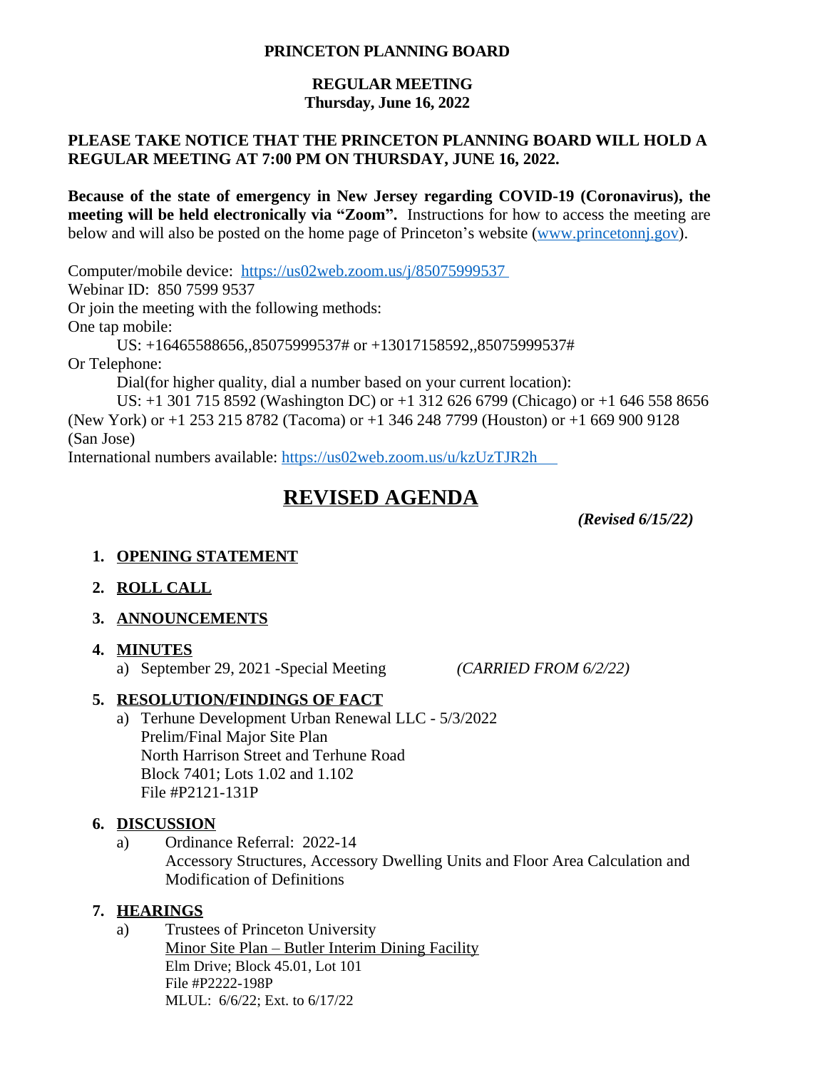**PRINCETON PLANNING BOARD**

**REGULAR MEETING**
**Thursday, June 16, 2022**

**PLEASE TAKE NOTICE THAT THE PRINCETON PLANNING BOARD WILL HOLD A REGULAR MEETING AT 7:00 PM ON THURSDAY, JUNE 16, 2022.**

**Because of the state of emergency in New Jersey regarding COVID-19 (Coronavirus), the meeting will be held electronically via "Zoom".** Instructions for how to access the meeting are below and will also be posted on the home page of Princeton's website (www.princetonnj.gov).

Computer/mobile device: https://us02web.zoom.us/j/85075999537
Webinar ID: 850 7599 9537
Or join the meeting with the following methods:
One tap mobile:
US: +16465588656,,85075999537# or +13017158592,,85075999537#
Or Telephone:
Dial(for higher quality, dial a number based on your current location):
US: +1 301 715 8592 (Washington DC) or +1 312 626 6799 (Chicago) or +1 646 558 8656 (New York) or +1 253 215 8782 (Tacoma) or +1 346 248 7799 (Houston) or +1 669 900 9128 (San Jose)
International numbers available: https://us02web.zoom.us/u/kzUzTJR2h

# REVISED AGENDA

***(Revised 6/15/22)***

1. **OPENING STATEMENT**

2. **ROLL CALL**

3. **ANNOUNCEMENTS**

4. **MINUTES**
   a) September 29, 2021 -Special Meeting *(CARRIED FROM 6/2/22)*

5. **RESOLUTION/FINDINGS OF FACT**
   a) Terhune Development Urban Renewal LLC - 5/3/2022
      Prelim/Final Major Site Plan
      North Harrison Street and Terhune Road
      Block 7401; Lots 1.02 and 1.102
      File #P2121-131P

6. **DISCUSSION**
   a) Ordinance Referral: 2022-14
      Accessory Structures, Accessory Dwelling Units and Floor Area Calculation and Modification of Definitions

7. **HEARINGS**
   a) Trustees of Princeton University
      Minor Site Plan – Butler Interim Dining Facility
      Elm Drive; Block 45.01, Lot 101
      File #P2222-198P
      MLUL: 6/6/22; Ext. to 6/17/22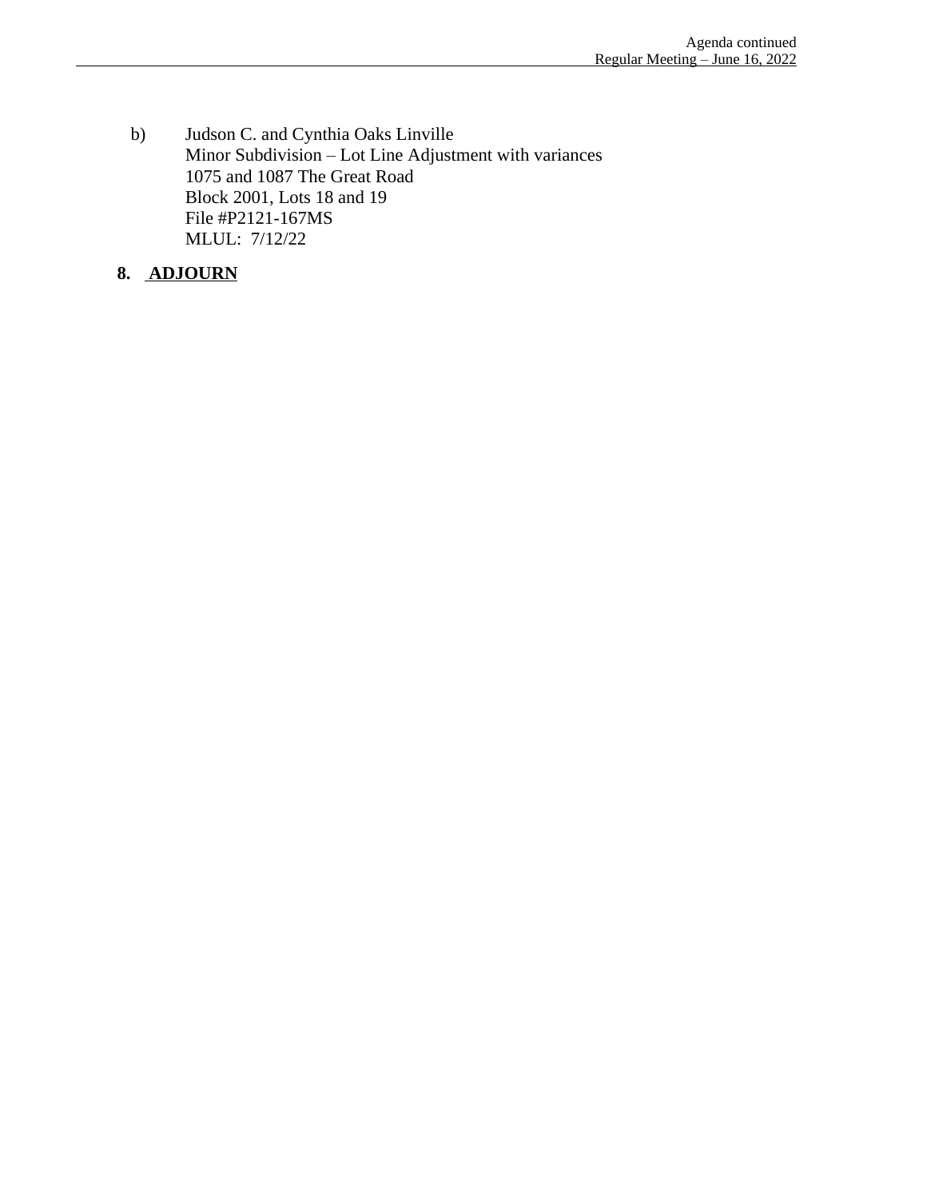b) Judson C. and Cynthia Oaks Linville
   Minor Subdivision – Lot Line Adjustment with variances
   1075 and 1087 The Great Road
   Block 2001, Lots 18 and 19
   File #P2121-167MS
   MLUL: 7/12/22

**8. <u>ADJOURN</u>**